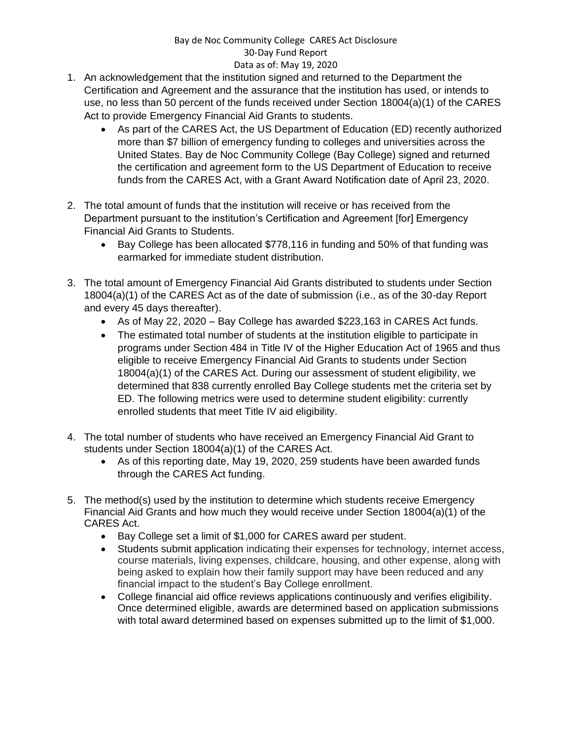# Bay de Noc Community College CARES Act Disclosure

## 30-Day Fund Report

### Data as of: May 19, 2020

1. An acknowledgement that the institution signed and returned to the Department the Certification and Agreement and the assurance that the institution has used, or intends to use, no less than 50 percent of the funds received under Section 18004(a)(1) of the CARES Act to provide Emergency Financial Aid Grants to students.
   - As part of the CARES Act, the US Department of Education (ED) recently authorized more than $7 billion of emergency funding to colleges and universities across the United States. Bay de Noc Community College (Bay College) signed and returned the certification and agreement form to the US Department of Education to receive funds from the CARES Act, with a Grant Award Notification date of April 23, 2020.

2. The total amount of funds that the institution will receive or has received from the Department pursuant to the institution's Certification and Agreement [for] Emergency Financial Aid Grants to Students.
   - Bay College has been allocated $778,116 in funding and 50% of that funding was earmarked for immediate student distribution.

3. The total amount of Emergency Financial Aid Grants distributed to students under Section 18004(a)(1) of the CARES Act as of the date of submission (i.e., as of the 30-day Report and every 45 days thereafter).
   - As of May 22, 2020 – Bay College has awarded $223,163 in CARES Act funds.
   - The estimated total number of students at the institution eligible to participate in programs under Section 484 in Title IV of the Higher Education Act of 1965 and thus eligible to receive Emergency Financial Aid Grants to students under Section 18004(a)(1) of the CARES Act. During our assessment of student eligibility, we determined that 838 currently enrolled Bay College students met the criteria set by ED. The following metrics were used to determine student eligibility: currently enrolled students that meet Title IV aid eligibility.

4. The total number of students who have received an Emergency Financial Aid Grant to students under Section 18004(a)(1) of the CARES Act.
   - As of this reporting date, May 19, 2020, 259 students have been awarded funds through the CARES Act funding.

5. The method(s) used by the institution to determine which students receive Emergency Financial Aid Grants and how much they would receive under Section 18004(a)(1) of the CARES Act.
   - Bay College set a limit of $1,000 for CARES award per student.
   - Students submit application indicating their expenses for technology, internet access, course materials, living expenses, childcare, housing, and other expense, along with being asked to explain how their family support may have been reduced and any financial impact to the student's Bay College enrollment.
   - College financial aid office reviews applications continuously and verifies eligibility. Once determined eligible, awards are determined based on application submissions with total award determined based on expenses submitted up to the limit of $1,000.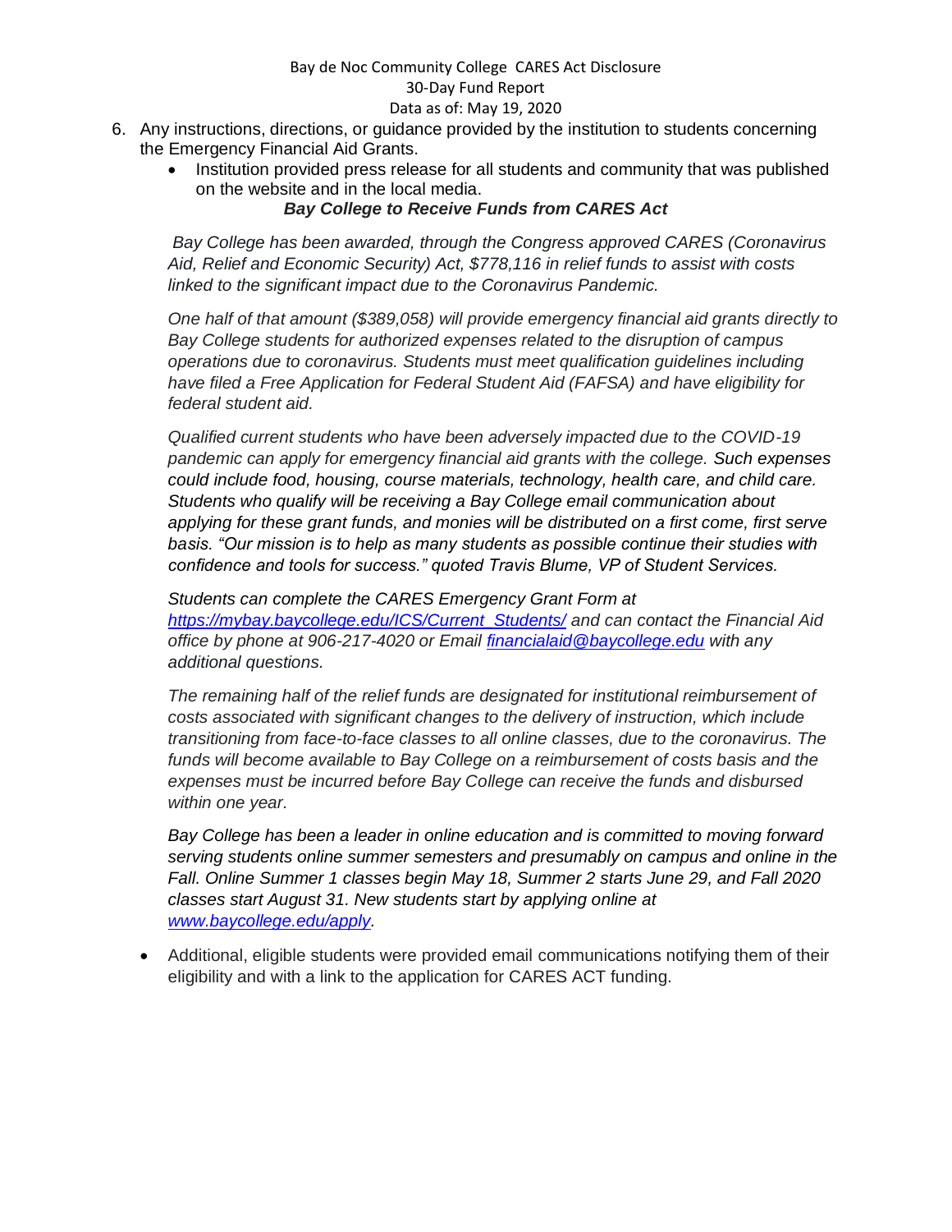6. Any instructions, directions, or guidance provided by the institution to students concerning the Emergency Financial Aid Grants.
   - Institution provided press release for all students and community that was published on the website and in the local media.

***Bay College to Receive Funds from CARES Act***

*Bay College has been awarded, through the Congress approved CARES (Coronavirus Aid, Relief and Economic Security) Act, $778,116 in relief funds to assist with costs linked to the significant impact due to the Coronavirus Pandemic.*

*One half of that amount ($389,058) will provide emergency financial aid grants directly to Bay College students for authorized expenses related to the disruption of campus operations due to coronavirus. Students must meet qualification guidelines including have filed a Free Application for Federal Student Aid (FAFSA) and have eligibility for federal student aid.*

*Qualified current students who have been adversely impacted due to the COVID-19 pandemic can apply for emergency financial aid grants with the college. Such expenses could include food, housing, course materials, technology, health care, and child care. Students who qualify will be receiving a Bay College email communication about applying for these grant funds, and monies will be distributed on a first come, first serve basis. "Our mission is to help as many students as possible continue their studies with confidence and tools for success." quoted Travis Blume, VP of Student Services.*

*Students can complete the CARES Emergency Grant Form at https://mybay.baycollege.edu/ICS/Current_Students/ and can contact the Financial Aid office by phone at 906-217-4020 or Email financialaid@baycollege.edu with any additional questions.*

*The remaining half of the relief funds are designated for institutional reimbursement of costs associated with significant changes to the delivery of instruction, which include transitioning from face-to-face classes to all online classes, due to the coronavirus. The funds will become available to Bay College on a reimbursement of costs basis and the expenses must be incurred before Bay College can receive the funds and disbursed within one year.*

*Bay College has been a leader in online education and is committed to moving forward serving students online summer semesters and presumably on campus and online in the Fall. Online Summer 1 classes begin May 18, Summer 2 starts June 29, and Fall 2020 classes start August 31. New students start by applying online at www.baycollege.edu/apply.*

- Additional, eligible students were provided email communications notifying them of their eligibility and with a link to the application for CARES ACT funding.